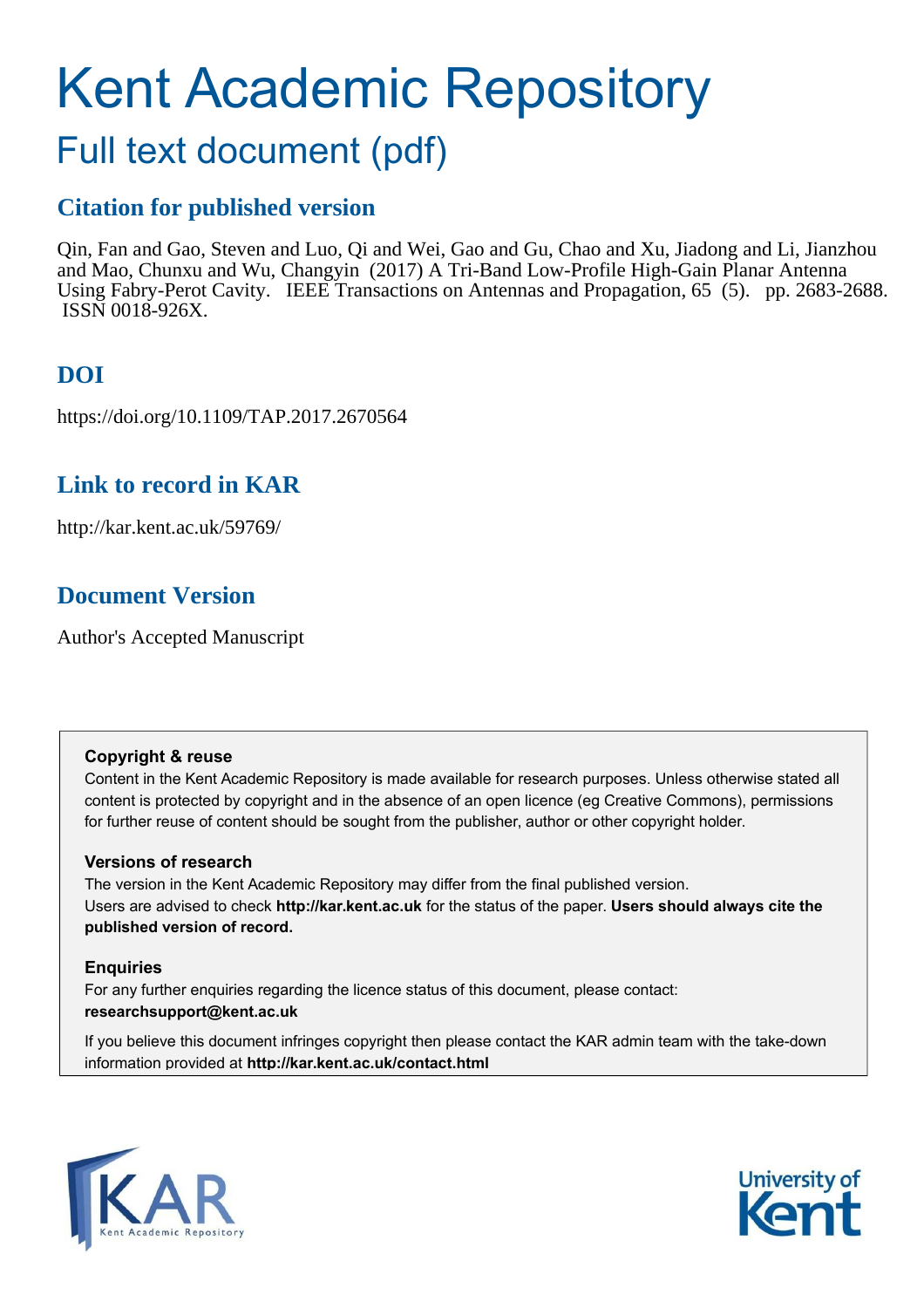# Kent Academic Repository

## Full text document (pdf)

### Citation for published version

Qin, Fan and Gao, Steven and Luo, Qi and Wei, Gao and Gu, Chao and Xu, Jiadong and Li, Jianzhou and Mao, Chunxu and Wu, Changyin (2017) A Tri-Band Low-Profile High-Gain Planar Antenna Using Fabry-Perot Cavity. IEEE Transactions on Antennas and Propagation, 65 (5). pp. 2683-2688. ISSN 0018-926X.

### DOI

https://doi.org/10.1109/TAP.2017.2670564

### Link to record in KAR

http://kar.kent.ac.uk/59769/

### Document Version

Author's Accepted Manuscript

**Copyright & reuse**

Content in the Kent Academic Repository is made available for research purposes. Unless otherwise stated all content is protected by copyright and in the absence of an open licence (eg Creative Commons), permissions for further reuse of content should be sought from the publisher, author or other copyright holder.

**Versions of research**

The version in the Kent Academic Repository may differ from the final published version. Users are advised to check **http://kar.kent.ac.uk** for the status of the paper. **Users should always cite the published version of record.**

**Enquiries**

For any further enquiries regarding the licence status of this document, please contact: **researchsupport@kent.ac.uk**

If you believe this document infringes copyright then please contact the KAR admin team with the take-down information provided at **http://kar.kent.ac.uk/contact.html**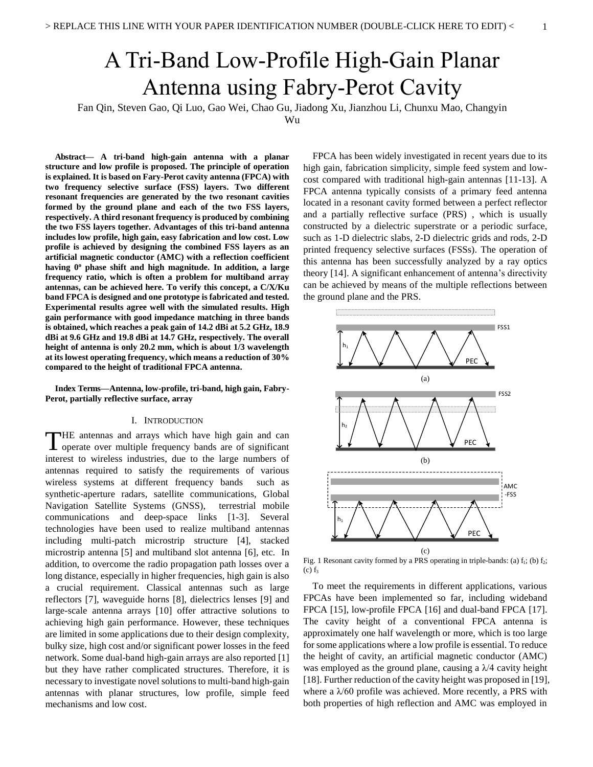# A Tri-Band Low-Profile High-Gain Planar Antenna using Fabry-Perot Cavity

Fan Qin, Steven Gao, Qi Luo, Gao Wei, Chao Gu, Jiadong Xu, Jianzhou Li, Chunxu Mao, Changyin Wu

**Abstract— A tri-band high-gain antenna with a planar structure and low profile is proposed. The principle of operation is explained. It is based on Fary-Perot cavity antenna (FPCA) with two frequency selective surface (FSS) layers. Two different resonant frequencies are generated by the two resonant cavities formed by the ground plane and each of the two FSS layers, respectively. A third resonant frequency is produced by combining the two FSS layers together. Advantages of this tri-band antenna includes low profile, high gain, easy fabrication and low cost. Low profile is achieved by designing the combined FSS layers as an artificial magnetic conductor (AMC) with a reflection coefficient having 0º phase shift and high magnitude. In addition, a large frequency ratio, which is often a problem for multiband array antennas, can be achieved here. To verify this concept, a C/X/Ku band FPCA is designed and one prototype is fabricated and tested. Experimental results agree well with the simulated results. High gain performance with good impedance matching in three bands is obtained, which reaches a peak gain of 14.2 dBi at 5.2 GHz, 18.9 dBi at 9.6 GHz and 19.8 dBi at 14.7 GHz, respectively. The overall height of antenna is only 20.2 mm, which is about 1/3 wavelength at its lowest operating frequency, which means a reduction of 30% compared to the height of traditional FPCA antenna.**

**Index Terms—Antenna, low-profile, tri-band, high gain, Fabry-Perot, partially reflective surface, array**

## I. Introduction

THE antennas and arrays which have high gain and can operate over multiple frequency bands are of significant interest to wireless industries, due to the large numbers of antennas required to satisfy the requirements of various wireless systems at different frequency bands such as synthetic-aperture radars, satellite communications, Global Navigation Satellite Systems (GNSS), terrestrial mobile communications and deep-space links [1-3]. Several technologies have been used to realize multiband antennas including multi-patch microstrip structure [4], stacked microstrip antenna [5] and multiband slot antenna [6], etc. In addition, to overcome the radio propagation path losses over a long distance, especially in higher frequencies, high gain is also a crucial requirement. Classical antennas such as large reflectors [7], waveguide horns [8], dielectrics lenses [9] and large-scale antenna arrays [10] offer attractive solutions to achieving high gain performance. However, these techniques are limited in some applications due to their design complexity, bulky size, high cost and/or significant power losses in the feed network. Some dual-band high-gain arrays are also reported [1] but they have rather complicated structures. Therefore, it is necessary to investigate novel solutions to multi-band high-gain antennas with planar structures, low profile, simple feed mechanisms and low cost.

FPCA has been widely investigated in recent years due to its high gain, fabrication simplicity, simple feed system and low-cost compared with traditional high-gain antennas [11-13]. A FPCA antenna typically consists of a primary feed antenna located in a resonant cavity formed between a perfect reflector and a partially reflective surface (PRS) , which is usually constructed by a dielectric superstrate or a periodic surface, such as 1-D dielectric slabs, 2-D dielectric grids and rods, 2-D printed frequency selective surfaces (FSSs). The operation of this antenna has been successfully analyzed by a ray optics theory [14]. A significant enhancement of antenna's directivity can be achieved by means of the multiple reflections between the ground plane and the PRS.

Fig. 1 Resonant cavity formed by a PRS operating in triple-bands: (a) $f_1$; (b) $f_2$; (c) $f_3$

To meet the requirements in different applications, various FPCAs have been implemented so far, including wideband FPCA [15], low-profile FPCA [16] and dual-band FPCA [17]. The cavity height of a conventional FPCA antenna is approximately one half wavelength or more, which is too large for some applications where a low profile is essential. To reduce the height of cavity, an artificial magnetic conductor (AMC) was employed as the ground plane, causing a $\lambda/4$ cavity height [18]. Further reduction of the cavity height was proposed in [19], where a $\lambda/60$ profile was achieved. More recently, a PRS with both properties of high reflection and AMC was employed in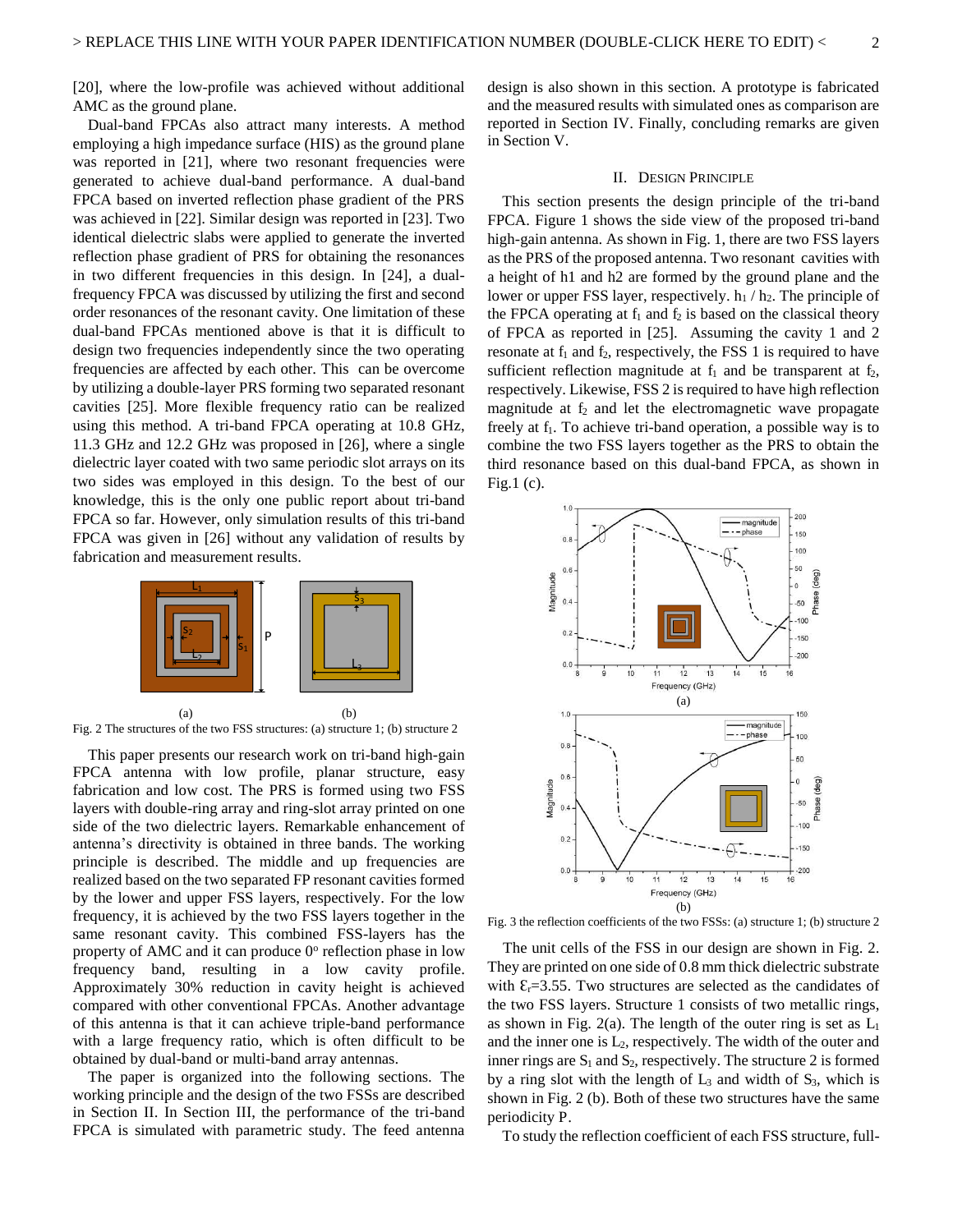[20], where the low-profile was achieved without additional AMC as the ground plane.

Dual-band FPCAs also attract many interests. A method employing a high impedance surface (HIS) as the ground plane was reported in [21], where two resonant frequencies were generated to achieve dual-band performance. A dual-band FPCA based on inverted reflection phase gradient of the PRS was achieved in [22]. Similar design was reported in [23]. Two identical dielectric slabs were applied to generate the inverted reflection phase gradient of PRS for obtaining the resonances in two different frequencies in this design. In [24], a dual-frequency FPCA was discussed by utilizing the first and second order resonances of the resonant cavity. One limitation of these dual-band FPCAs mentioned above is that it is difficult to design two frequencies independently since the two operating frequencies are affected by each other. This can be overcome by utilizing a double-layer PRS forming two separated resonant cavities [25]. More flexible frequency ratio can be realized using this method. A tri-band FPCA operating at 10.8 GHz, 11.3 GHz and 12.2 GHz was proposed in [26], where a single dielectric layer coated with two same periodic slot arrays on its two sides was employed in this design. To the best of our knowledge, this is the only one public report about tri-band FPCA so far. However, only simulation results of this tri-band FPCA was given in [26] without any validation of results by fabrication and measurement results.

Fig. 2 The structures of the two FSS structures: (a) structure 1; (b) structure 2

This paper presents our research work on tri-band high-gain FPCA antenna with low profile, planar structure, easy fabrication and low cost. The PRS is formed using two FSS layers with double-ring array and ring-slot array printed on one side of the two dielectric layers. Remarkable enhancement of antenna's directivity is obtained in three bands. The working principle is described. The middle and up frequencies are realized based on the two separated FP resonant cavities formed by the lower and upper FSS layers, respectively. For the low frequency, it is achieved by the two FSS layers together in the same resonant cavity. This combined FSS-layers has the property of AMC and it can produce 0° reflection phase in low frequency band, resulting in a low cavity profile. Approximately 30% reduction in cavity height is achieved compared with other conventional FPCAs. Another advantage of this antenna is that it can achieve triple-band performance with a large frequency ratio, which is often difficult to be obtained by dual-band or multi-band array antennas.

The paper is organized into the following sections. The working principle and the design of the two FSSs are described in Section II. In Section III, the performance of the tri-band FPCA is simulated with parametric study. The feed antenna design is also shown in this section. A prototype is fabricated and the measured results with simulated ones as comparison are reported in Section IV. Finally, concluding remarks are given in Section V.

## II. Design Principle

This section presents the design principle of the tri-band FPCA. Figure 1 shows the side view of the proposed tri-band high-gain antenna. As shown in Fig. 1, there are two FSS layers as the PRS of the proposed antenna. Two resonant cavities with a height of h1 and h2 are formed by the ground plane and the lower or upper FSS layer, respectively. $h_1$ / $h_2$. The principle of the FPCA operating at $f_1$ and $f_2$ is based on the classical theory of FPCA as reported in [25]. Assuming the cavity 1 and 2 resonate at $f_1$ and $f_2$, respectively, the FSS 1 is required to have sufficient reflection magnitude at $f_1$ and be transparent at $f_2$, respectively. Likewise, FSS 2 is required to have high reflection magnitude at $f_2$ and let the electromagnetic wave propagate freely at $f_1$. To achieve tri-band operation, a possible way is to combine the two FSS layers together as the PRS to obtain the third resonance based on this dual-band FPCA, as shown in Fig.1 (c).

Fig. 3 the reflection coefficients of the two FSSs: (a) structure 1; (b) structure 2

The unit cells of the FSS in our design are shown in Fig. 2. They are printed on one side of 0.8 mm thick dielectric substrate with $\varepsilon_r$=3.55. Two structures are selected as the candidates of the two FSS layers. Structure 1 consists of two metallic rings, as shown in Fig. 2(a). The length of the outer ring is set as $L_1$ and the inner one is $L_2$, respectively. The width of the outer and inner rings are $S_1$ and $S_2$, respectively. The structure 2 is formed by a ring slot with the length of $L_3$ and width of $S_3$, which is shown in Fig. 2 (b). Both of these two structures have the same periodicity P.

To study the reflection coefficient of each FSS structure, full-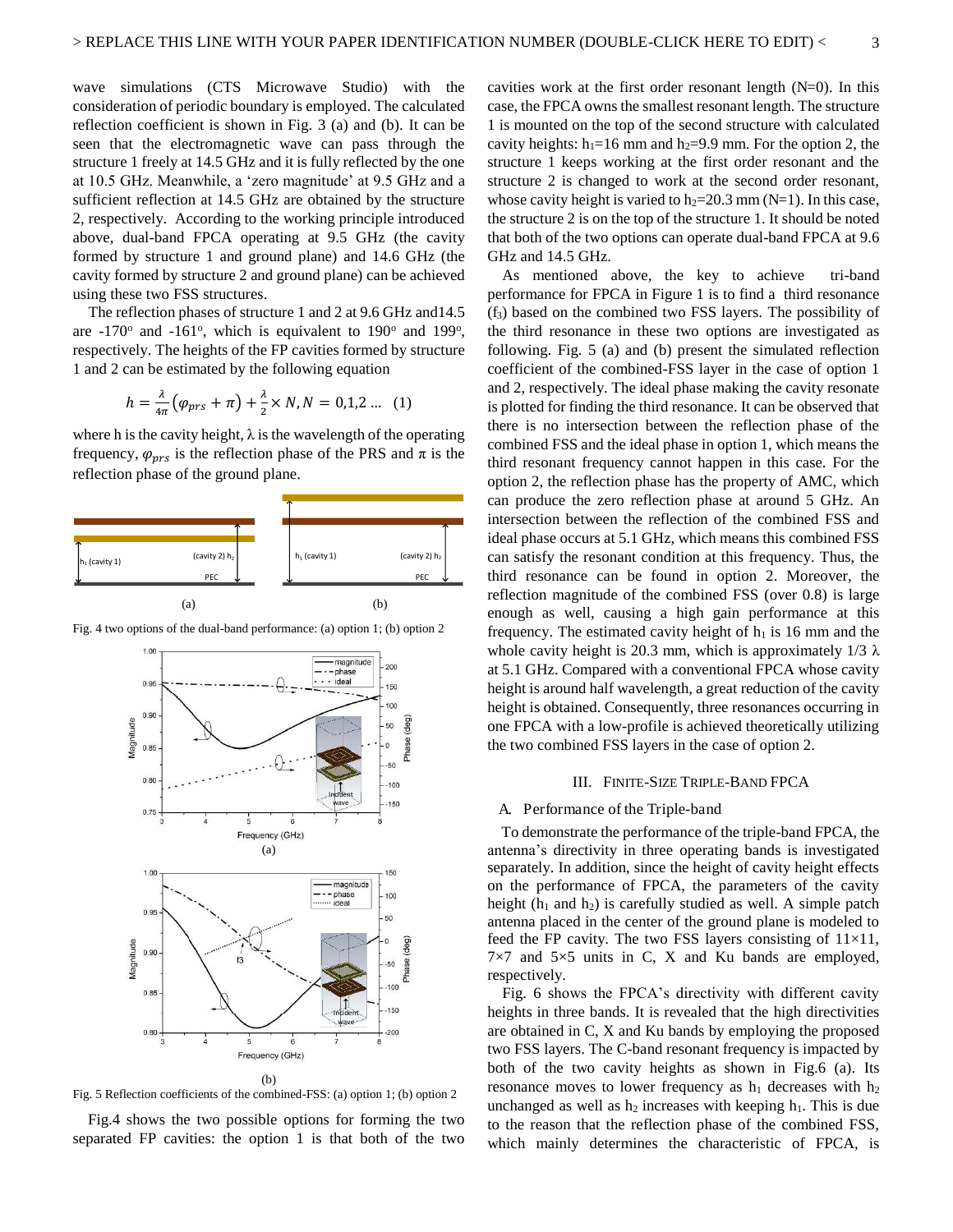wave simulations (CTS Microwave Studio) with the consideration of periodic boundary is employed. The calculated reflection coefficient is shown in Fig. 3 (a) and (b). It can be seen that the electromagnetic wave can pass through the structure 1 freely at 14.5 GHz and it is fully reflected by the one at 10.5 GHz. Meanwhile, a 'zero magnitude' at 9.5 GHz and a sufficient reflection at 14.5 GHz are obtained by the structure 2, respectively. According to the working principle introduced above, dual-band FPCA operating at 9.5 GHz (the cavity formed by structure 1 and ground plane) and 14.6 GHz (the cavity formed by structure 2 and ground plane) can be achieved using these two FSS structures.

The reflection phases of structure 1 and 2 at 9.6 GHz and14.5 are -170° and -161°, which is equivalent to 190° and 199°, respectively. The heights of the FP cavities formed by structure 1 and 2 can be estimated by the following equation

$$h = \frac{\lambda}{4\pi}\left(\varphi_{prs} + \pi\right) + \frac{\lambda}{2} \times N, N = 0,1,2 \ldots \quad (1)$$

where h is the cavity height, $\lambda$ is the wavelength of the operating frequency, $\varphi_{prs}$ is the reflection phase of the PRS and $\pi$ is the reflection phase of the ground plane.

Fig. 4 two options of the dual-band performance: (a) option 1; (b) option 2

Fig. 5 Reflection coefficients of the combined-FSS: (a) option 1; (b) option 2

Fig.4 shows the two possible options for forming the two separated FP cavities: the option 1 is that both of the two cavities work at the first order resonant length (N=0). In this case, the FPCA owns the smallest resonant length. The structure 1 is mounted on the top of the second structure with calculated cavity heights: $h_1$=16 mm and $h_2$=9.9 mm. For the option 2, the structure 1 keeps working at the first order resonant and the structure 2 is changed to work at the second order resonant, whose cavity height is varied to $h_2$=20.3 mm (N=1). In this case, the structure 2 is on the top of the structure 1. It should be noted that both of the two options can operate dual-band FPCA at 9.6 GHz and 14.5 GHz.

As mentioned above, the key to achieve tri-band performance for FPCA in Figure 1 is to find a third resonance ($f_3$) based on the combined two FSS layers. The possibility of the third resonance in these two options are investigated as following. Fig. 5 (a) and (b) present the simulated reflection coefficient of the combined-FSS layer in the case of option 1 and 2, respectively. The ideal phase making the cavity resonate is plotted for finding the third resonance. It can be observed that there is no intersection between the reflection phase of the combined FSS and the ideal phase in option 1, which means the third resonant frequency cannot happen in this case. For the option 2, the reflection phase has the property of AMC, which can produce the zero reflection phase at around 5 GHz. An intersection between the reflection of the combined FSS and ideal phase occurs at 5.1 GHz, which means this combined FSS can satisfy the resonant condition at this frequency. Thus, the third resonance can be found in option 2. Moreover, the reflection magnitude of the combined FSS (over 0.8) is large enough as well, causing a high gain performance at this frequency. The estimated cavity height of $h_1$ is 16 mm and the whole cavity height is 20.3 mm, which is approximately 1/3 $\lambda$ at 5.1 GHz. Compared with a conventional FPCA whose cavity height is around half wavelength, a great reduction of the cavity height is obtained. Consequently, three resonances occurring in one FPCA with a low-profile is achieved theoretically utilizing the two combined FSS layers in the case of option 2.

## III. Finite-Size Triple-Band FPCA

### A. Performance of the Triple-band

To demonstrate the performance of the triple-band FPCA, the antenna's directivity in three operating bands is investigated separately. In addition, since the height of cavity height effects on the performance of FPCA, the parameters of the cavity height ($h_1$ and $h_2$) is carefully studied as well. A simple patch antenna placed in the center of the ground plane is modeled to feed the FP cavity. The two FSS layers consisting of 11×11, 7×7 and 5×5 units in C, X and Ku bands are employed, respectively.

Fig. 6 shows the FPCA's directivity with different cavity heights in three bands. It is revealed that the high directivities are obtained in C, X and Ku bands by employing the proposed two FSS layers. The C-band resonant frequency is impacted by both of the two cavity heights as shown in Fig.6 (a). Its resonance moves to lower frequency as $h_1$ decreases with $h_2$ unchanged as well as $h_2$ increases with keeping $h_1$. This is due to the reason that the reflection phase of the combined FSS, which mainly determines the characteristic of FPCA, is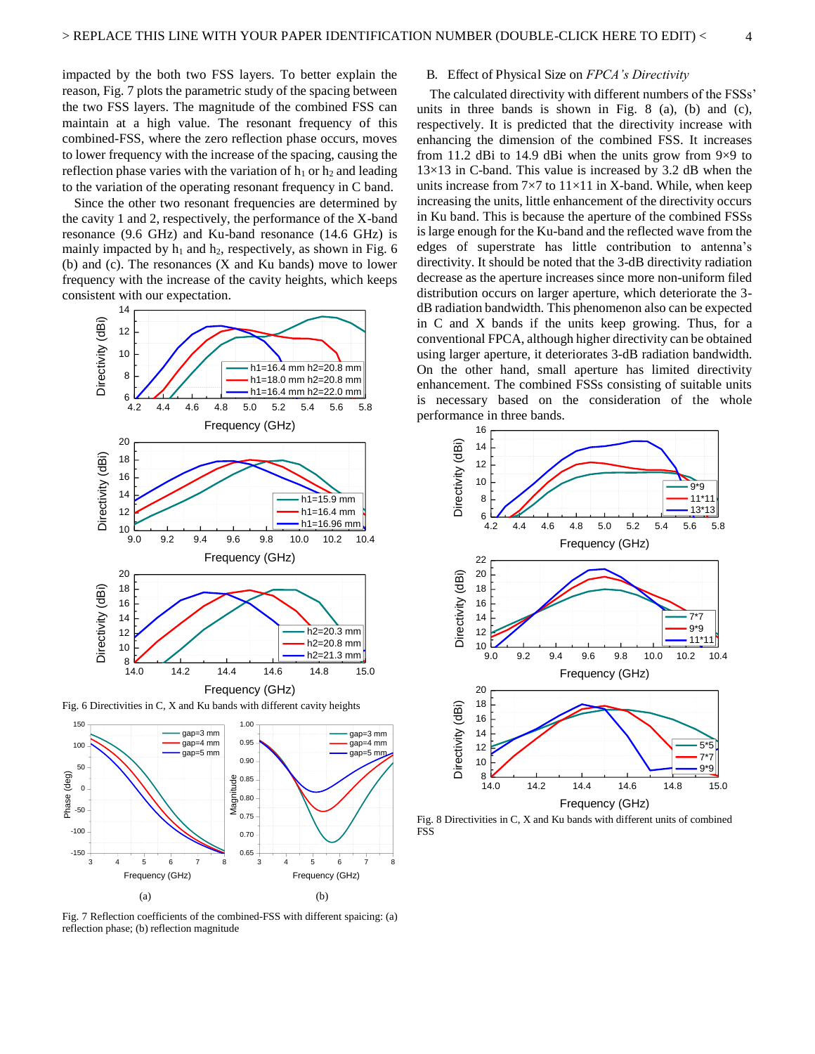impacted by the both two FSS layers. To better explain the reason, Fig. 7 plots the parametric study of the spacing between the two FSS layers. The magnitude of the combined FSS can maintain at a high value. The resonant frequency of this combined-FSS, where the zero reflection phase occurs, moves to lower frequency with the increase of the spacing, causing the reflection phase varies with the variation of $h_1$ or $h_2$ and leading to the variation of the operating resonant frequency in C band.

Since the other two resonant frequencies are determined by the cavity 1 and 2, respectively, the performance of the X-band resonance (9.6 GHz) and Ku-band resonance (14.6 GHz) is mainly impacted by $h_1$ and $h_2$, respectively, as shown in Fig. 6 (b) and (c). The resonances (X and Ku bands) move to lower frequency with the increase of the cavity heights, which keeps consistent with our expectation.

Fig. 6 Directivities in C, X and Ku bands with different cavity heights

Fig. 7 Reflection coefficients of the combined-FSS with different spacing: (a) reflection phase; (b) reflection magnitude

## B. Effect of Physical Size on *FPCA's Directivity*

The calculated directivity with different numbers of the FSSs' units in three bands is shown in Fig. 8 (a), (b) and (c), respectively. It is predicted that the directivity increase with enhancing the dimension of the combined FSS. It increases from 11.2 dBi to 14.9 dBi when the units grow from 9×9 to 13×13 in C-band. This value is increased by 3.2 dB when the units increase from 7×7 to 11×11 in X-band. While, when keep increasing the units, little enhancement of the directivity occurs in Ku band. This is because the aperture of the combined FSSs is large enough for the Ku-band and the reflected wave from the edges of superstrate has little contribution to antenna's directivity. It should be noted that the 3-dB directivity radiation decrease as the aperture increases since more non-uniform filed distribution occurs on larger aperture, which deteriorate the 3-dB radiation bandwidth. This phenomenon also can be expected in C and X bands if the units keep growing. Thus, for a conventional FPCA, although higher directivity can be obtained using larger aperture, it deteriorates 3-dB radiation bandwidth. On the other hand, small aperture has limited directivity enhancement. The combined FSSs consisting of suitable units is necessary based on the consideration of the whole performance in three bands.

Fig. 8 Directivities in C, X and Ku bands with different units of combined FSS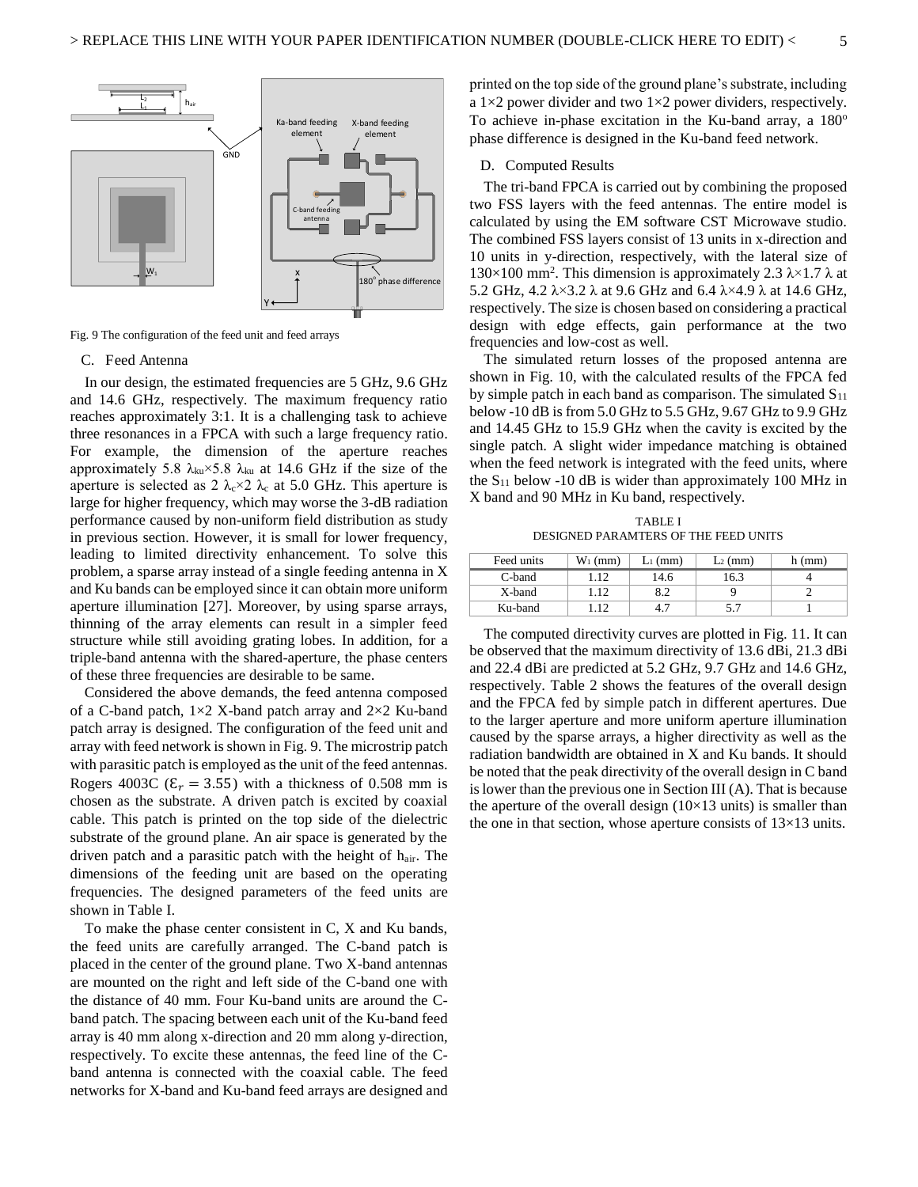Fig. 9 The configuration of the feed unit and feed arrays

### C. Feed Antenna

In our design, the estimated frequencies are 5 GHz, 9.6 GHz and 14.6 GHz, respectively. The maximum frequency ratio reaches approximately 3:1. It is a challenging task to achieve three resonances in a FPCA with such a large frequency ratio. For example, the dimension of the aperture reaches approximately 5.8 $\lambda_{ku}\times5.8$ $\lambda_{ku}$ at 14.6 GHz if the size of the aperture is selected as 2 $\lambda_c\times2$ $\lambda_c$ at 5.0 GHz. This aperture is large for higher frequency, which may worse the 3-dB radiation performance caused by non-uniform field distribution as study in previous section. However, it is small for lower frequency, leading to limited directivity enhancement. To solve this problem, a sparse array instead of a single feeding antenna in X and Ku bands can be employed since it can obtain more uniform aperture illumination [27]. Moreover, by using sparse arrays, thinning of the array elements can result in a simpler feed structure while still avoiding grating lobes. In addition, for a triple-band antenna with the shared-aperture, the phase centers of these three frequencies are desirable to be same.

Considered the above demands, the feed antenna composed of a C-band patch, 1×2 X-band patch array and 2×2 Ku-band patch array is designed. The configuration of the feed unit and array with feed network is shown in Fig. 9. The microstrip patch with parasitic patch is employed as the unit of the feed antennas. Rogers 4003C ($\varepsilon_r = 3.55$) with a thickness of 0.508 mm is chosen as the substrate. A driven patch is excited by coaxial cable. This patch is printed on the top side of the dielectric substrate of the ground plane. An air space is generated by the driven patch and a parasitic patch with the height of $h_{air}$. The dimensions of the feeding unit are based on the operating frequencies. The designed parameters of the feed units are shown in Table I.

To make the phase center consistent in C, X and Ku bands, the feed units are carefully arranged. The C-band patch is placed in the center of the ground plane. Two X-band antennas are mounted on the right and left side of the C-band one with the distance of 40 mm. Four Ku-band units are around the C-band patch. The spacing between each unit of the Ku-band feed array is 40 mm along x-direction and 20 mm along y-direction, respectively. To excite these antennas, the feed line of the C-band antenna is connected with the coaxial cable. The feed networks for X-band and Ku-band feed arrays are designed and printed on the top side of the ground plane's substrate, including a 1×2 power divider and two 1×2 power dividers, respectively. To achieve in-phase excitation in the Ku-band array, a 180° phase difference is designed in the Ku-band feed network.

### D. Computed Results

The tri-band FPCA is carried out by combining the proposed two FSS layers with the feed antennas. The entire model is calculated by using the EM software CST Microwave studio. The combined FSS layers consist of 13 units in x-direction and 10 units in y-direction, respectively, with the lateral size of 130×100 mm². This dimension is approximately 2.3 $\lambda\times1.7$ $\lambda$ at 5.2 GHz, 4.2 $\lambda\times3.2$ $\lambda$ at 9.6 GHz and 6.4 $\lambda\times4.9$ $\lambda$ at 14.6 GHz, respectively. The size is chosen based on considering a practical design with edge effects, gain performance at the two frequencies and low-cost as well.

The simulated return losses of the proposed antenna are shown in Fig. 10, with the calculated results of the FPCA fed by simple patch in each band as comparison. The simulated $S_{11}$ below -10 dB is from 5.0 GHz to 5.5 GHz, 9.67 GHz to 9.9 GHz and 14.45 GHz to 15.9 GHz when the cavity is excited by the single patch. A slight wider impedance matching is obtained when the feed network is integrated with the feed units, where the $S_{11}$ below -10 dB is wider than approximately 100 MHz in X band and 90 MHz in Ku band, respectively.

TABLE I
DESIGNED PARAMTERS OF THE FEED UNITS

| Feed units | $W_1$ (mm) | $L_1$ (mm) | $L_2$ (mm) | h (mm) |
|---|---|---|---|---|
| C-band | 1.12 | 14.6 | 16.3 | 4 |
| X-band | 1.12 | 8.2 | 9 | 2 |
| Ku-band | 1.12 | 4.7 | 5.7 | 1 |

The computed directivity curves are plotted in Fig. 11. It can be observed that the maximum directivity of 13.6 dBi, 21.3 dBi and 22.4 dBi are predicted at 5.2 GHz, 9.7 GHz and 14.6 GHz, respectively. Table 2 shows the features of the overall design and the FPCA fed by simple patch in different apertures. Due to the larger aperture and more uniform aperture illumination caused by the sparse arrays, a higher directivity as well as the radiation bandwidth are obtained in X and Ku bands. It should be noted that the peak directivity of the overall design in C band is lower than the previous one in Section III (A). That is because the aperture of the overall design (10×13 units) is smaller than the one in that section, whose aperture consists of 13×13 units.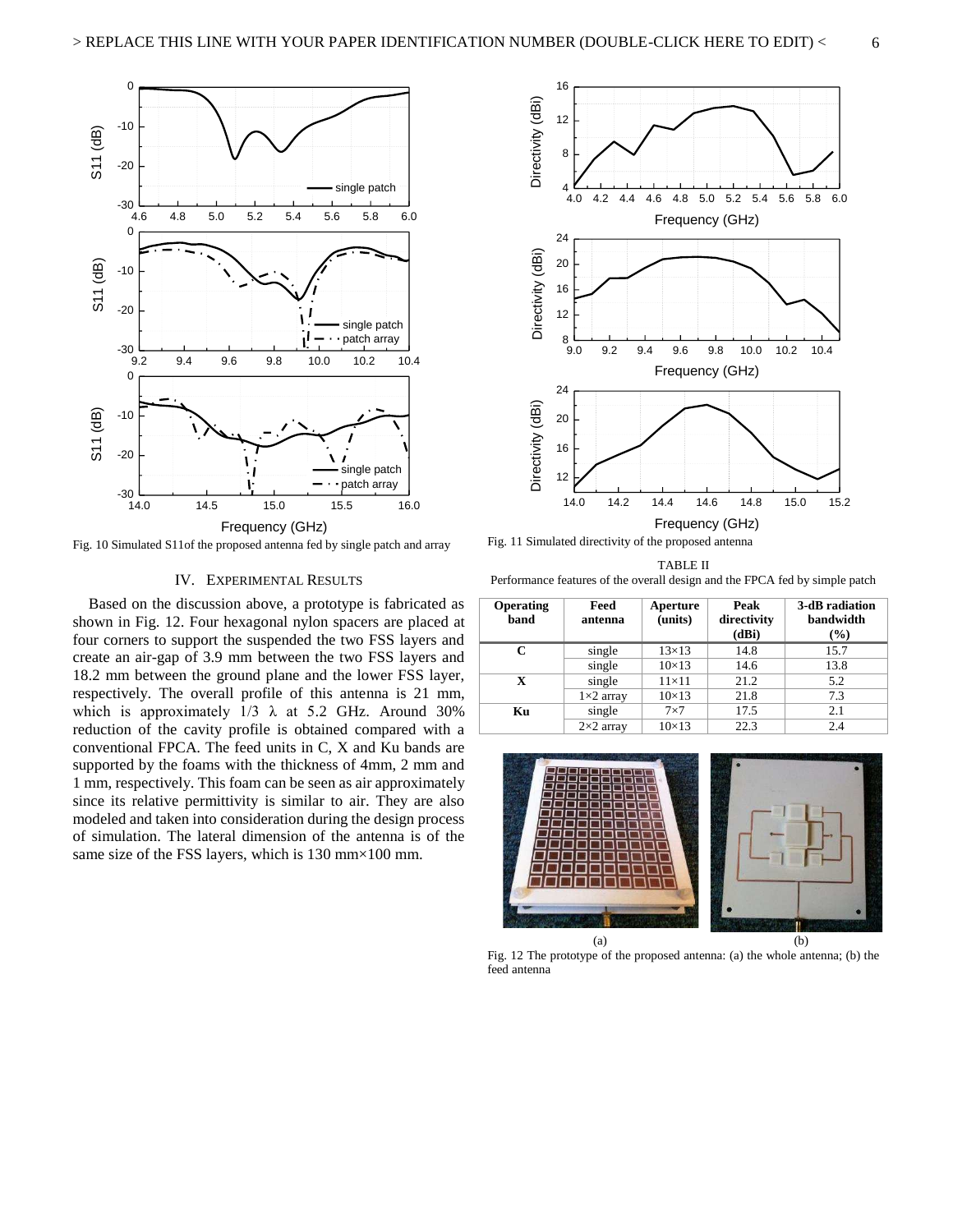Fig. 10 Simulated S11of the proposed antenna fed by single patch and array

Fig. 11 Simulated directivity of the proposed antenna

## IV. Experimental Results

Based on the discussion above, a prototype is fabricated as shown in Fig. 12. Four hexagonal nylon spacers are placed at four corners to support the suspended the two FSS layers and create an air-gap of 3.9 mm between the two FSS layers and 18.2 mm between the ground plane and the lower FSS layer, respectively. The overall profile of this antenna is 21 mm, which is approximately 1/3 λ at 5.2 GHz. Around 30% reduction of the cavity profile is obtained compared with a conventional FPCA. The feed units in C, X and Ku bands are supported by the foams with the thickness of 4mm, 2 mm and 1 mm, respectively. This foam can be seen as air approximately since its relative permittivity is similar to air. They are also modeled and taken into consideration during the design process of simulation. The lateral dimension of the antenna is of the same size of the FSS layers, which is 130 mm×100 mm.

TABLE II

Performance features of the overall design and the FPCA fed by simple patch

| Operating band | Feed antenna | Aperture (units) | Peak directivity (dBi) | 3-dB radiation bandwidth (%) |
|---|---|---|---|---|
| C | single | 13×13 | 14.8 | 15.7 |
| | single | 10×13 | 14.6 | 13.8 |
| X | single | 11×11 | 21.2 | 5.2 |
| | 1×2 array | 10×13 | 21.8 | 7.3 |
| Ku | single | 7×7 | 17.5 | 2.1 |
| | 2×2 array | 10×13 | 22.3 | 2.4 |

(a) (b)

Fig. 12 The prototype of the proposed antenna: (a) the whole antenna; (b) the feed antenna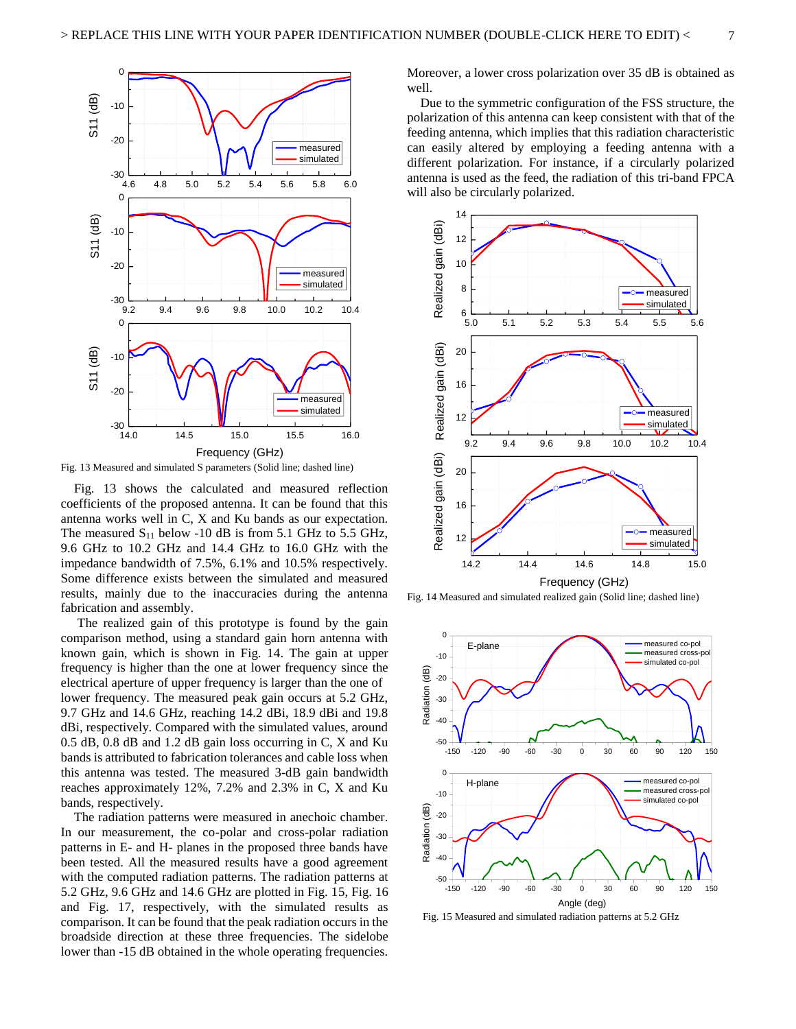Fig. 13 Measured and simulated S parameters (Solid line; dashed line)

Fig. 13 shows the calculated and measured reflection coefficients of the proposed antenna. It can be found that this antenna works well in C, X and Ku bands as our expectation. The measured $S_{11}$ below -10 dB is from 5.1 GHz to 5.5 GHz, 9.6 GHz to 10.2 GHz and 14.4 GHz to 16.0 GHz with the impedance bandwidth of 7.5%, 6.1% and 10.5% respectively. Some difference exists between the simulated and measured results, mainly due to the inaccuracies during the antenna fabrication and assembly.

The realized gain of this prototype is found by the gain comparison method, using a standard gain horn antenna with known gain, which is shown in Fig. 14. The gain at upper frequency is higher than the one at lower frequency since the electrical aperture of upper frequency is larger than the one of lower frequency. The measured peak gain occurs at 5.2 GHz, 9.7 GHz and 14.6 GHz, reaching 14.2 dBi, 18.9 dBi and 19.8 dBi, respectively. Compared with the simulated values, around 0.5 dB, 0.8 dB and 1.2 dB gain loss occurring in C, X and Ku bands is attributed to fabrication tolerances and cable loss when this antenna was tested. The measured 3-dB gain bandwidth reaches approximately 12%, 7.2% and 2.3% in C, X and Ku bands, respectively.

The radiation patterns were measured in anechoic chamber. In our measurement, the co-polar and cross-polar radiation patterns in E- and H- planes in the proposed three bands have been tested. All the measured results have a good agreement with the computed radiation patterns. The radiation patterns at 5.2 GHz, 9.6 GHz and 14.6 GHz are plotted in Fig. 15, Fig. 16 and Fig. 17, respectively, with the simulated results as comparison. It can be found that the peak radiation occurs in the broadside direction at these three frequencies. The sidelobe lower than -15 dB obtained in the whole operating frequencies. Moreover, a lower cross polarization over 35 dB is obtained as well.

Due to the symmetric configuration of the FSS structure, the polarization of this antenna can keep consistent with that of the feeding antenna, which implies that this radiation characteristic can easily altered by employing a feeding antenna with a different polarization. For instance, if a circularly polarized antenna is used as the feed, the radiation of this tri-band FPCA will also be circularly polarized.

Fig. 14 Measured and simulated realized gain (Solid line; dashed line)

Fig. 15 Measured and simulated radiation patterns at 5.2 GHz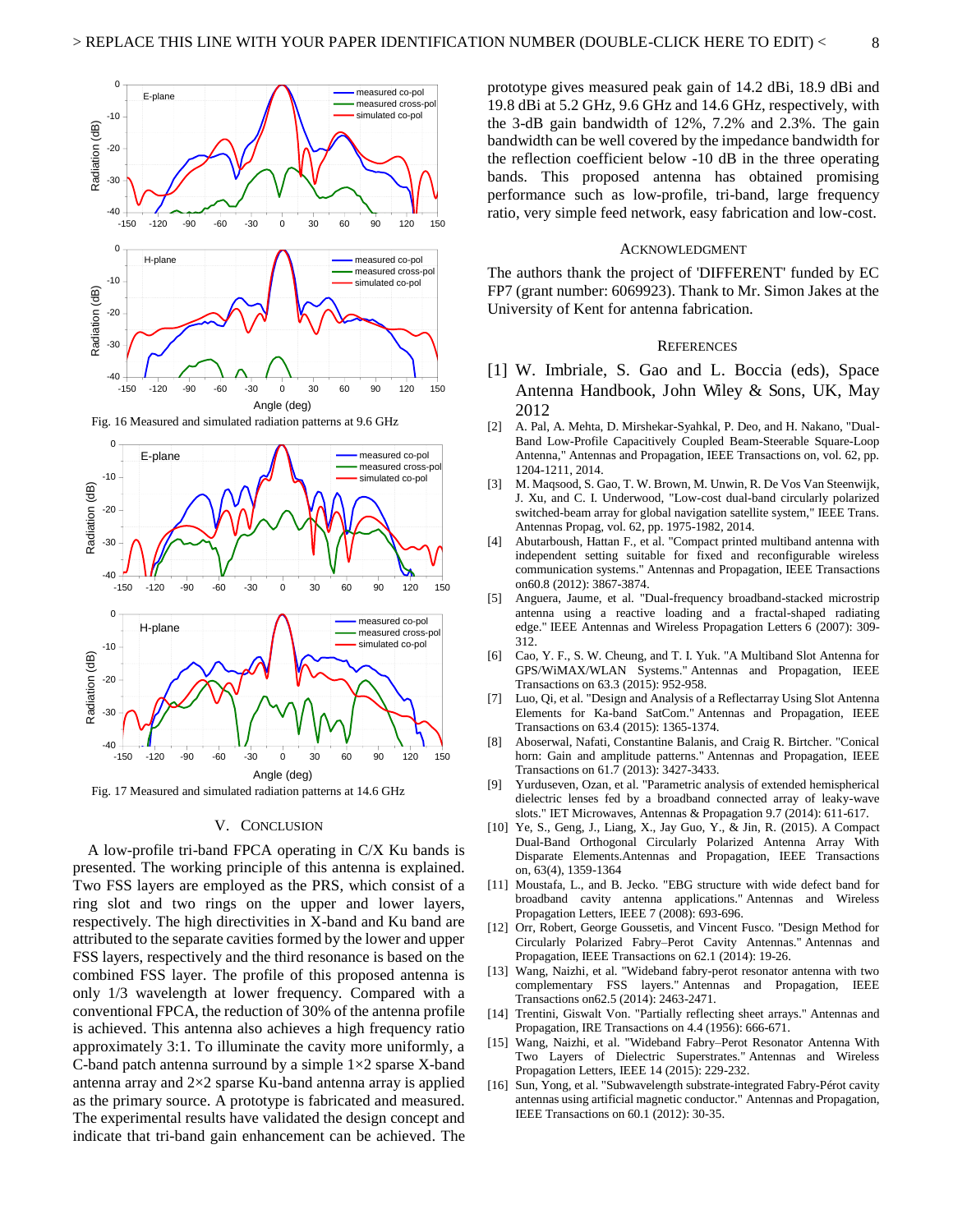Fig. 16 Measured and simulated radiation patterns at 9.6 GHz

Fig. 17 Measured and simulated radiation patterns at 14.6 GHz

## V. Conclusion

A low-profile tri-band FPCA operating in C/X Ku bands is presented. The working principle of this antenna is explained. Two FSS layers are employed as the PRS, which consist of a ring slot and two rings on the upper and lower layers, respectively. The high directivities in X-band and Ku band are attributed to the separate cavities formed by the lower and upper FSS layers, respectively and the third resonance is based on the combined FSS layer. The profile of this proposed antenna is only 1/3 wavelength at lower frequency. Compared with a conventional FPCA, the reduction of 30% of the antenna profile is achieved. This antenna also achieves a high frequency ratio approximately 3:1. To illuminate the cavity more uniformly, a C-band patch antenna surround by a simple 1×2 sparse X-band antenna array and 2×2 sparse Ku-band antenna array is applied as the primary source. A prototype is fabricated and measured. The experimental results have validated the design concept and indicate that tri-band gain enhancement can be achieved. The prototype gives measured peak gain of 14.2 dBi, 18.9 dBi and 19.8 dBi at 5.2 GHz, 9.6 GHz and 14.6 GHz, respectively, with the 3-dB gain bandwidth of 12%, 7.2% and 2.3%. The gain bandwidth can be well covered by the impedance bandwidth for the reflection coefficient below -10 dB in the three operating bands. This proposed antenna has obtained promising performance such as low-profile, tri-band, large frequency ratio, very simple feed network, easy fabrication and low-cost.

## Acknowledgment

The authors thank the project of 'DIFFERENT' funded by EC FP7 (grant number: 6069923). Thank to Mr. Simon Jakes at the University of Kent for antenna fabrication.

## References

[1] W. Imbriale, S. Gao and L. Boccia (eds), Space Antenna Handbook, John Wiley & Sons, UK, May 2012

[2] A. Pal, A. Mehta, D. Mirshekar-Syahkal, P. Deo, and H. Nakano, "Dual-Band Low-Profile Capacitively Coupled Beam-Steerable Square-Loop Antenna," Antennas and Propagation, IEEE Transactions on, vol. 62, pp. 1204-1211, 2014.

[3] M. Maqsood, S. Gao, T. W. Brown, M. Unwin, R. De Vos Van Steenwijk, J. Xu, and C. I. Underwood, "Low-cost dual-band circularly polarized switched-beam array for global navigation satellite system," IEEE Trans. Antennas Propag, vol. 62, pp. 1975-1982, 2014.

[4] Abutarboush, Hattan F., et al. "Compact printed multiband antenna with independent setting suitable for fixed and reconfigurable wireless communication systems." Antennas and Propagation, IEEE Transactions on60.8 (2012): 3867-3874.

[5] Anguera, Jaume, et al. "Dual-frequency broadband-stacked microstrip antenna using a reactive loading and a fractal-shaped radiating edge." IEEE Antennas and Wireless Propagation Letters 6 (2007): 309-312.

[6] Cao, Y. F., S. W. Cheung, and T. I. Yuk. "A Multiband Slot Antenna for GPS/WiMAX/WLAN Systems." Antennas and Propagation, IEEE Transactions on 63.3 (2015): 952-958.

[7] Luo, Qi, et al. "Design and Analysis of a Reflectarray Using Slot Antenna Elements for Ka-band SatCom." Antennas and Propagation, IEEE Transactions on 63.4 (2015): 1365-1374.

[8] Aboserwal, Nafati, Constantine Balanis, and Craig R. Birtcher. "Conical horn: Gain and amplitude patterns." Antennas and Propagation, IEEE Transactions on 61.7 (2013): 3427-3433.

[9] Yurduseven, Ozan, et al. "Parametric analysis of extended hemispherical dielectric lenses fed by a broadband connected array of leaky-wave slots." IET Microwaves, Antennas & Propagation 9.7 (2014): 611-617.

[10] Ye, S., Geng, J., Liang, X., Jay Guo, Y., & Jin, R. (2015). A Compact Dual-Band Orthogonal Circularly Polarized Antenna Array With Disparate Elements.Antennas and Propagation, IEEE Transactions on, 63(4), 1359-1364

[11] Moustafa, L., and B. Jecko. "EBG structure with wide defect band for broadband cavity antenna applications." Antennas and Wireless Propagation Letters, IEEE 7 (2008): 693-696.

[12] Orr, Robert, George Goussetis, and Vincent Fusco. "Design Method for Circularly Polarized Fabry–Perot Cavity Antennas." Antennas and Propagation, IEEE Transactions on 62.1 (2014): 19-26.

[13] Wang, Naizhi, et al. "Wideband fabry-perot resonator antenna with two complementary FSS layers." Antennas and Propagation, IEEE Transactions on62.5 (2014): 2463-2471.

[14] Trentini, Giswalt Von. "Partially reflecting sheet arrays." Antennas and Propagation, IRE Transactions on 4.4 (1956): 666-671.

[15] Wang, Naizhi, et al. "Wideband Fabry–Perot Resonator Antenna With Two Layers of Dielectric Superstrates." Antennas and Wireless Propagation Letters, IEEE 14 (2015): 229-232.

[16] Sun, Yong, et al. "Subwavelength substrate-integrated Fabry-Pérot cavity antennas using artificial magnetic conductor." Antennas and Propagation, IEEE Transactions on 60.1 (2012): 30-35.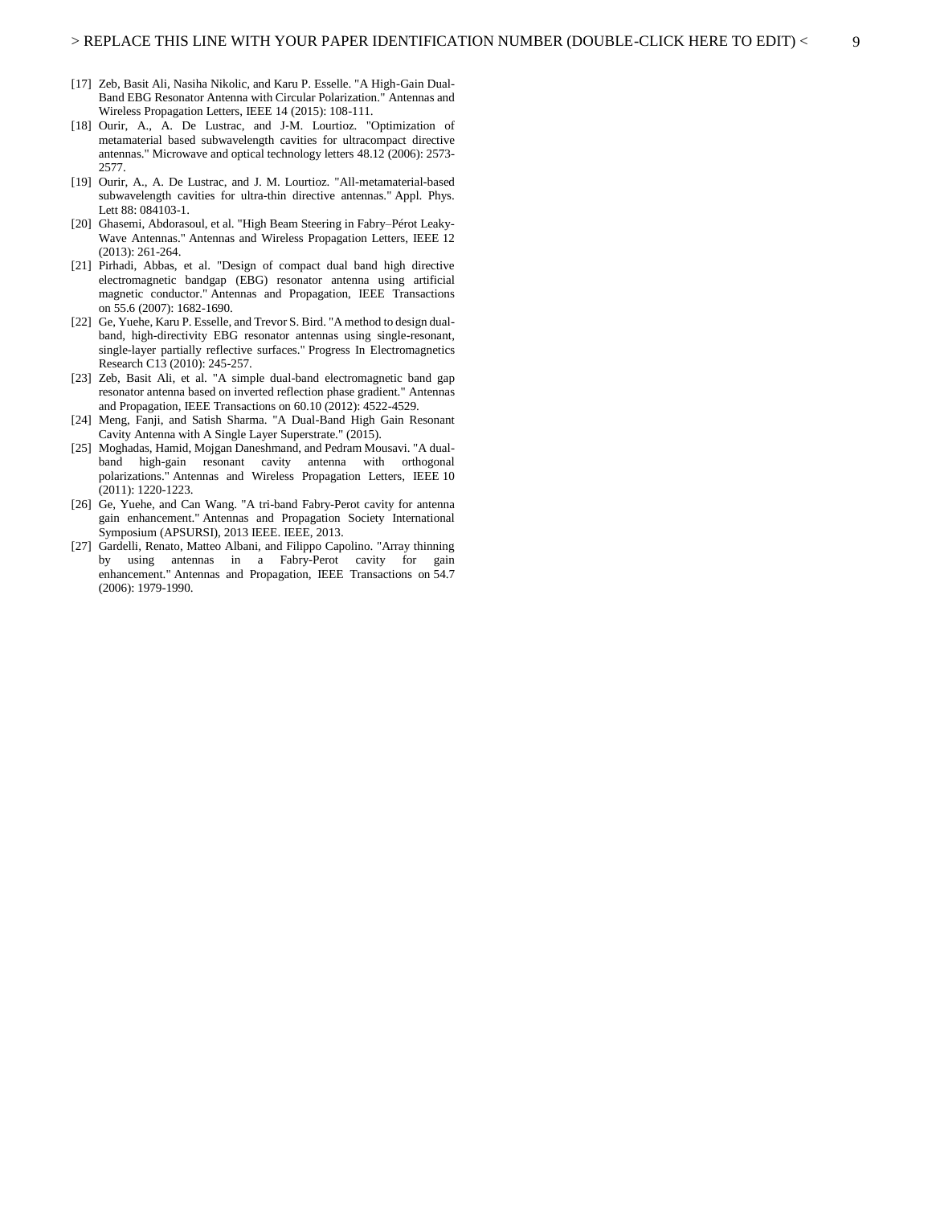[17] Zeb, Basit Ali, Nasiha Nikolic, and Karu P. Esselle. "A High-Gain Dual-Band EBG Resonator Antenna with Circular Polarization." Antennas and Wireless Propagation Letters, IEEE 14 (2015): 108-111.

[18] Ourir, A., A. De Lustrac, and J-M. Lourtioz. "Optimization of metamaterial based subwavelength cavities for ultracompact directive antennas." Microwave and optical technology letters 48.12 (2006): 2573-2577.

[19] Ourir, A., A. De Lustrac, and J. M. Lourtioz. "All-metamaterial-based subwavelength cavities for ultra-thin directive antennas." Appl. Phys. Lett 88: 084103-1.

[20] Ghasemi, Abdorasoul, et al. "High Beam Steering in Fabry–Pérot Leaky-Wave Antennas." Antennas and Wireless Propagation Letters, IEEE 12 (2013): 261-264.

[21] Pirhadi, Abbas, et al. "Design of compact dual band high directive electromagnetic bandgap (EBG) resonator antenna using artificial magnetic conductor." Antennas and Propagation, IEEE Transactions on 55.6 (2007): 1682-1690.

[22] Ge, Yuehe, Karu P. Esselle, and Trevor S. Bird. "A method to design dual-band, high-directivity EBG resonator antennas using single-resonant, single-layer partially reflective surfaces." Progress In Electromagnetics Research C13 (2010): 245-257.

[23] Zeb, Basit Ali, et al. "A simple dual-band electromagnetic band gap resonator antenna based on inverted reflection phase gradient." Antennas and Propagation, IEEE Transactions on 60.10 (2012): 4522-4529.

[24] Meng, Fanji, and Satish Sharma. "A Dual-Band High Gain Resonant Cavity Antenna with A Single Layer Superstrate." (2015).

[25] Moghadas, Hamid, Mojgan Daneshmand, and Pedram Mousavi. "A dual-band high-gain resonant cavity antenna with orthogonal polarizations." Antennas and Wireless Propagation Letters, IEEE 10 (2011): 1220-1223.

[26] Ge, Yuehe, and Can Wang. "A tri-band Fabry-Perot cavity for antenna gain enhancement." Antennas and Propagation Society International Symposium (APSURSI), 2013 IEEE. IEEE, 2013.

[27] Gardelli, Renato, Matteo Albani, and Filippo Capolino. "Array thinning by using antennas in a Fabry-Perot cavity for gain enhancement." Antennas and Propagation, IEEE Transactions on 54.7 (2006): 1979-1990.